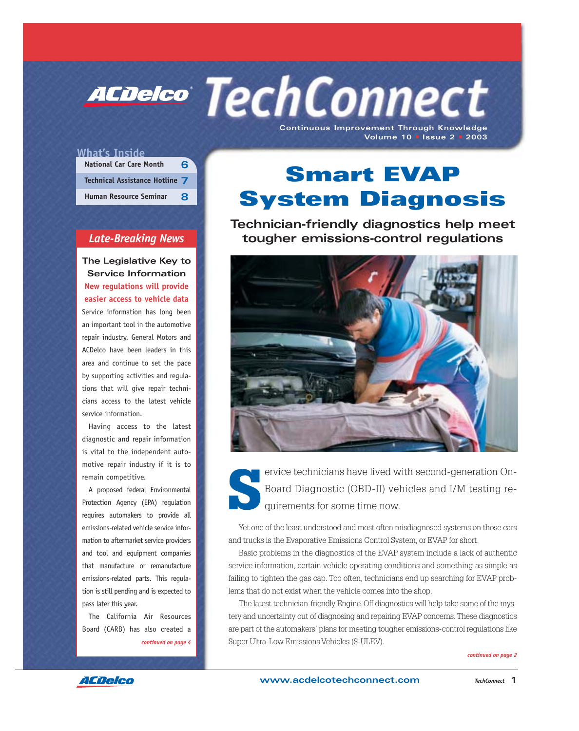# ACDelco TechConnect

Continuous Improvement Through Knowledge
Volume 10 • Issue 2 • 2003

## What's Inside

| | |
|---|---|
| National Car Care Month | 6 |
| Technical Assistance Hotline | 7 |
| Human Resource Seminar | 8 |

## Late-Breaking News

### The Legislative Key to Service Information

**New regulations will provide easier access to vehicle data**

Service information has long been an important tool in the automotive repair industry. General Motors and ACDelco have been leaders in this area and continue to set the pace by supporting activities and regulations that will give repair technicians access to the latest vehicle service information.

Having access to the latest diagnostic and repair information is vital to the independent automotive repair industry if it is to remain competitive.

A proposed federal Environmental Protection Agency (EPA) regulation requires automakers to provide all emissions-related vehicle service information to aftermarket service providers and tool and equipment companies that manufacture or remanufacture emissions-related parts. This regulation is still pending and is expected to pass later this year.

The California Air Resources Board (CARB) has also created a

*continued on page 4*

# Smart EVAP System Diagnosis

## Technician-friendly diagnostics help meet tougher emissions-control regulations

Service technicians have lived with second-generation On-Board Diagnostic (OBD-II) vehicles and I/M testing requirements for some time now.

Yet one of the least understood and most often misdiagnosed systems on those cars and trucks is the Evaporative Emissions Control System, or EVAP for short.

Basic problems in the diagnostics of the EVAP system include a lack of authentic service information, certain vehicle operating conditions and something as simple as failing to tighten the gas cap. Too often, technicians end up searching for EVAP problems that do not exist when the vehicle comes into the shop.

The latest technician-friendly Engine-Off diagnostics will help take some of the mystery and uncertainty out of diagnosing and repairing EVAP concerns. These diagnostics are part of the automakers' plans for meeting tougher emissions-control regulations like Super Ultra-Low Emissions Vehicles (S-ULEV).

*continued on page 2*

www.acdelcotechconnect.com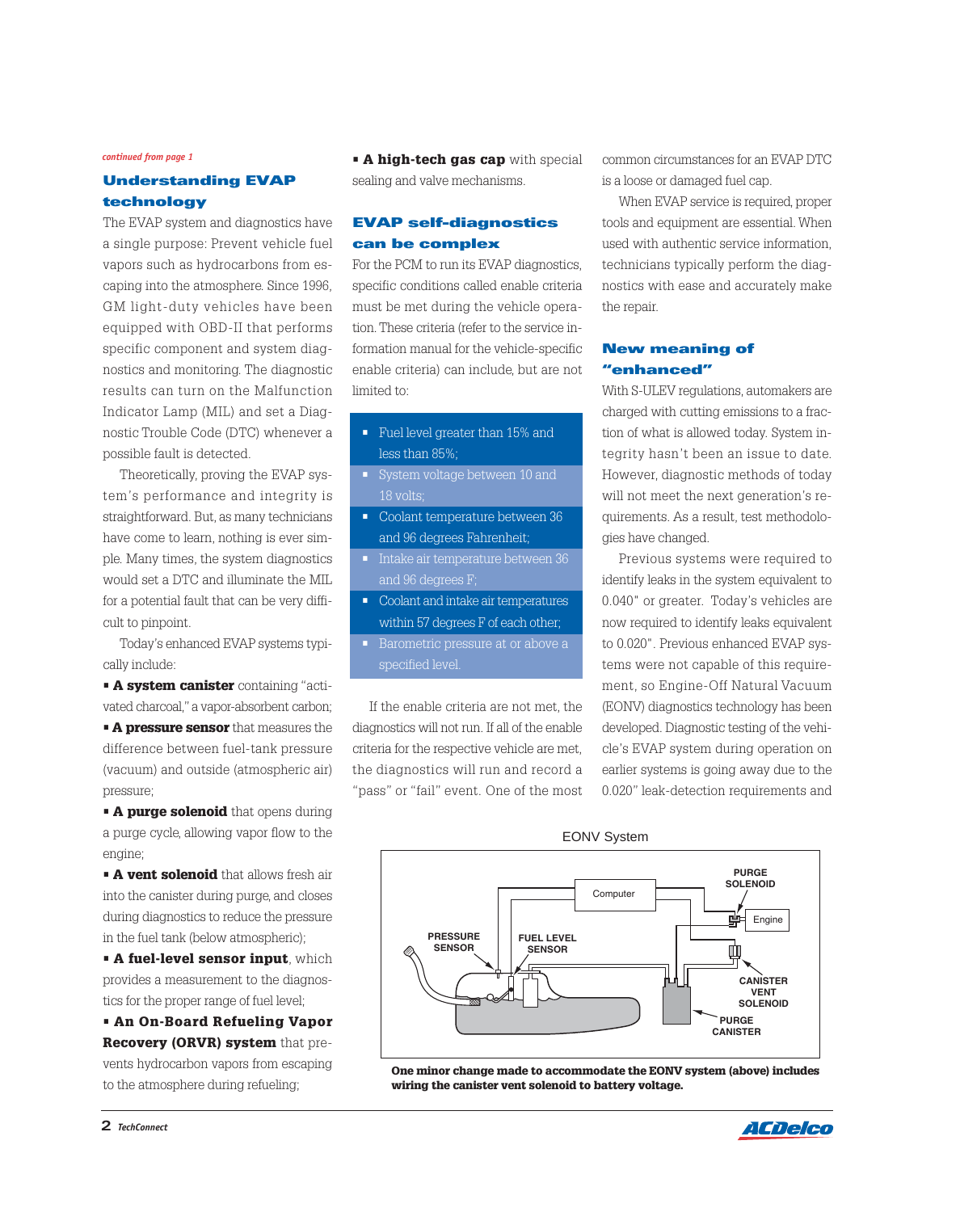*continued from page 1*

## Understanding EVAP technology

The EVAP system and diagnostics have a single purpose: Prevent vehicle fuel vapors such as hydrocarbons from escaping into the atmosphere. Since 1996, GM light-duty vehicles have been equipped with OBD-II that performs specific component and system diagnostics and monitoring. The diagnostic results can turn on the Malfunction Indicator Lamp (MIL) and set a Diagnostic Trouble Code (DTC) whenever a possible fault is detected.

Theoretically, proving the EVAP system's performance and integrity is straightforward. But, as many technicians have come to learn, nothing is ever simple. Many times, the system diagnostics would set a DTC and illuminate the MIL for a potential fault that can be very difficult to pinpoint.

Today's enhanced EVAP systems typically include:

- **A system canister** containing "activated charcoal," a vapor-absorbent carbon;
- **A pressure sensor** that measures the difference between fuel-tank pressure (vacuum) and outside (atmospheric air) pressure;
- **A purge solenoid** that opens during a purge cycle, allowing vapor flow to the engine;
- **A vent solenoid** that allows fresh air into the canister during purge, and closes during diagnostics to reduce the pressure in the fuel tank (below atmospheric);
- **A fuel-level sensor input**, which provides a measurement to the diagnostics for the proper range of fuel level;
- **An On-Board Refueling Vapor Recovery (ORVR) system** that prevents hydrocarbon vapors from escaping to the atmosphere during refueling;
- **A high-tech gas cap** with special sealing and valve mechanisms.

## EVAP self-diagnostics can be complex

For the PCM to run its EVAP diagnostics, specific conditions called enable criteria must be met during the vehicle operation. These criteria (refer to the service information manual for the vehicle-specific enable criteria) can include, but are not limited to:

- Fuel level greater than 15% and less than 85%;
- System voltage between 10 and 18 volts;
- Coolant temperature between 36 and 96 degrees Fahrenheit;
- Intake air temperature between 36 and 96 degrees F;
- Coolant and intake air temperatures within 57 degrees F of each other;
- Barometric pressure at or above a specified level.

If the enable criteria are not met, the diagnostics will not run. If all of the enable criteria for the respective vehicle are met, the diagnostics will run and record a "pass" or "fail" event. One of the most common circumstances for an EVAP DTC is a loose or damaged fuel cap.

When EVAP service is required, proper tools and equipment are essential. When used with authentic service information, technicians typically perform the diagnostics with ease and accurately make the repair.

## New meaning of "enhanced"

With S-ULEV regulations, automakers are charged with cutting emissions to a fraction of what is allowed today. System integrity hasn't been an issue to date. However, diagnostic methods of today will not meet the next generation's requirements. As a result, test methodologies have changed.

Previous systems were required to identify leaks in the system equivalent to 0.040" or greater. Today's vehicles are now required to identify leaks equivalent to 0.020". Previous enhanced EVAP systems were not capable of this requirement, so Engine-Off Natural Vacuum (EONV) diagnostics technology has been developed. Diagnostic testing of the vehicle's EVAP system during operation on earlier systems is going away due to the 0.020" leak-detection requirements and

EONV System

Computer, PURGE SOLENOID, Engine, PRESSURE SENSOR, FUEL LEVEL SENSOR, CANISTER VENT SOLENOID, PURGE CANISTER

**One minor change made to accommodate the EONV system (above) includes wiring the canister vent solenoid to battery voltage.**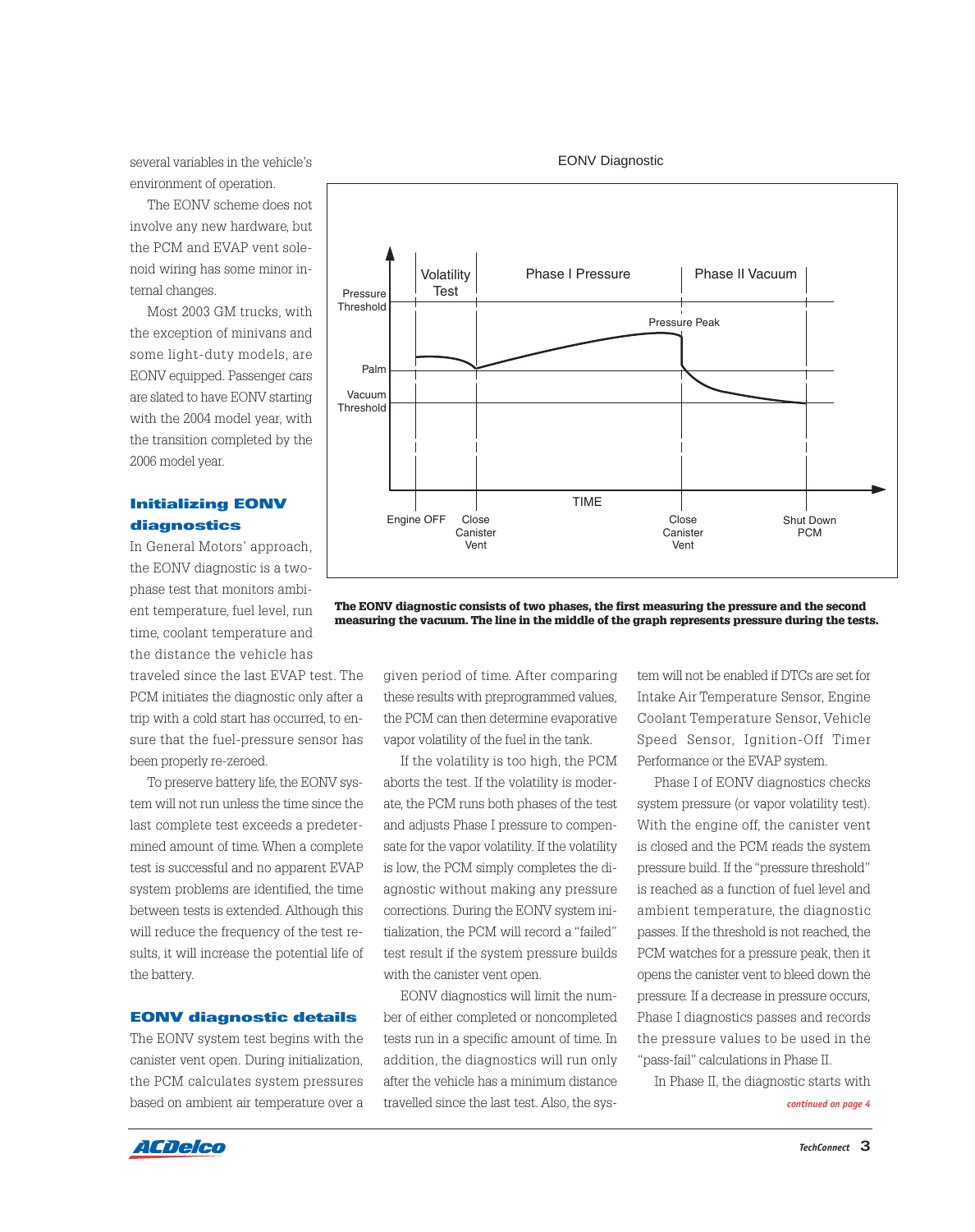several variables in the vehicle's environment of operation.

The EONV scheme does not involve any new hardware, but the PCM and EVAP vent solenoid wiring has some minor internal changes.

Most 2003 GM trucks, with the exception of minivans and some light-duty models, are EONV equipped. Passenger cars are slated to have EONV starting with the 2004 model year, with the transition completed by the 2006 model year.

EONV Diagnostic

**The EONV diagnostic consists of two phases, the first measuring the pressure and the second measuring the vacuum. The line in the middle of the graph represents pressure during the tests.**

## Initializing EONV diagnostics

In General Motors' approach, the EONV diagnostic is a two-phase test that monitors ambient temperature, fuel level, run time, coolant temperature and the distance the vehicle has traveled since the last EVAP test. The PCM initiates the diagnostic only after a trip with a cold start has occurred, to ensure that the fuel-pressure sensor has been properly re-zeroed.

To preserve battery life, the EONV system will not run unless the time since the last complete test exceeds a predetermined amount of time. When a complete test is successful and no apparent EVAP system problems are identified, the time between tests is extended. Although this will reduce the frequency of the test results, it will increase the potential life of the battery.

## EONV diagnostic details

The EONV system test begins with the canister vent open. During initialization, the PCM calculates system pressures based on ambient air temperature over a given period of time. After comparing these results with preprogrammed values, the PCM can then determine evaporative vapor volatility of the fuel in the tank.

If the volatility is too high, the PCM aborts the test. If the volatility is moderate, the PCM runs both phases of the test and adjusts Phase I pressure to compensate for the vapor volatility. If the volatility is low, the PCM simply completes the diagnostic without making any pressure corrections. During the EONV system initialization, the PCM will record a "failed" test result if the system pressure builds with the canister vent open.

EONV diagnostics will limit the number of either completed or noncompleted tests run in a specific amount of time. In addition, the diagnostics will run only after the vehicle has a minimum distance travelled since the last test. Also, the system will not be enabled if DTCs are set for Intake Air Temperature Sensor, Engine Coolant Temperature Sensor, Vehicle Speed Sensor, Ignition-Off Timer Performance or the EVAP system.

Phase I of EONV diagnostics checks system pressure (or vapor volatility test). With the engine off, the canister vent is closed and the PCM reads the system pressure build. If the "pressure threshold" is reached as a function of fuel level and ambient temperature, the diagnostic passes. If the threshold is not reached, the PCM watches for a pressure peak, then it opens the canister vent to bleed down the pressure. If a decrease in pressure occurs, Phase I diagnostics passes and records the pressure values to be used in the "pass-fail" calculations in Phase II.

In Phase II, the diagnostic starts with

*continued on page 4*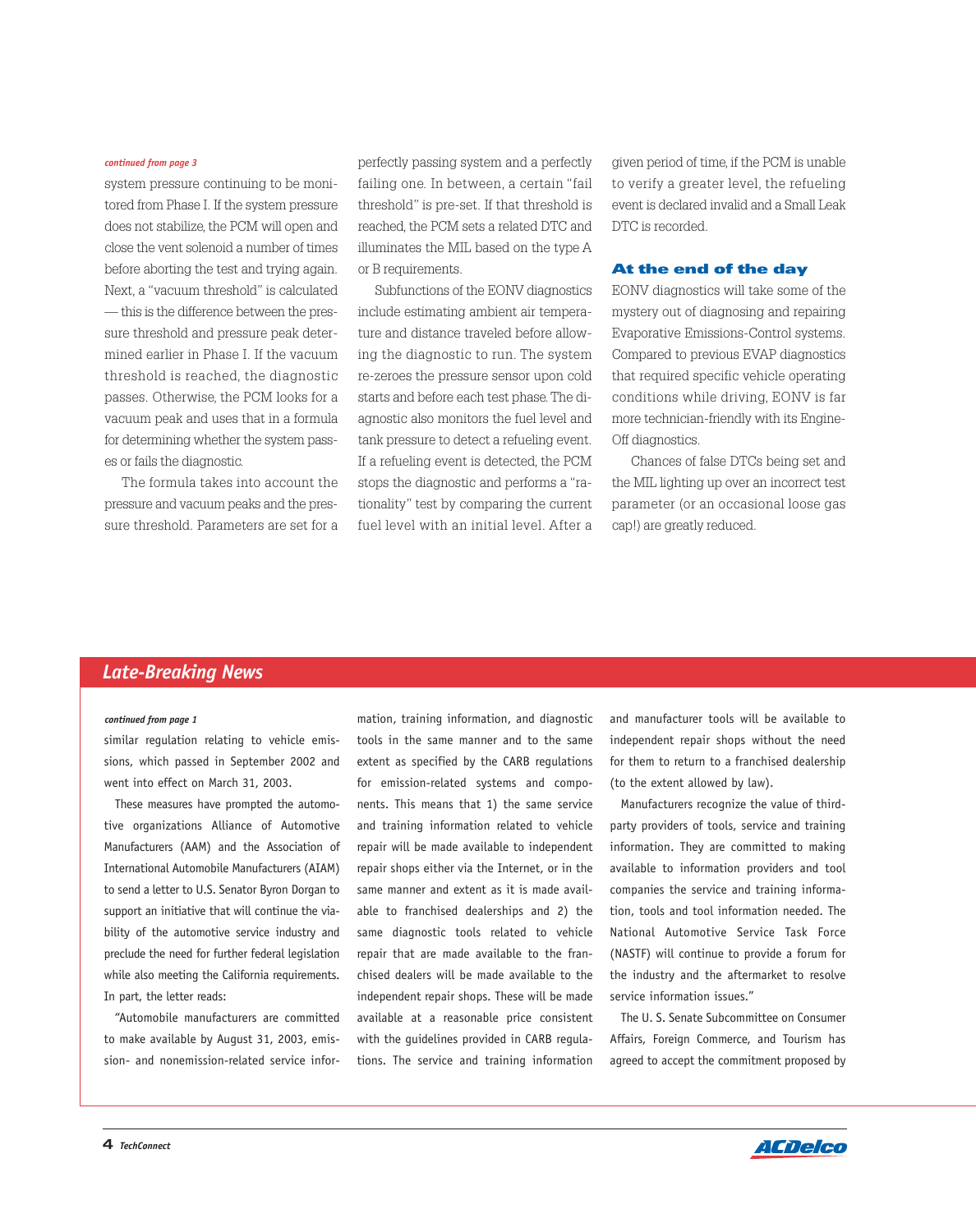*continued from page 3*

system pressure continuing to be monitored from Phase I. If the system pressure does not stabilize, the PCM will open and close the vent solenoid a number of times before aborting the test and trying again. Next, a "vacuum threshold" is calculated — this is the difference between the pressure threshold and pressure peak determined earlier in Phase I. If the vacuum threshold is reached, the diagnostic passes. Otherwise, the PCM looks for a vacuum peak and uses that in a formula for determining whether the system passes or fails the diagnostic.

The formula takes into account the pressure and vacuum peaks and the pressure threshold. Parameters are set for a perfectly passing system and a perfectly failing one. In between, a certain "fail threshold" is pre-set. If that threshold is reached, the PCM sets a related DTC and illuminates the MIL based on the type A or B requirements.

Subfunctions of the EONV diagnostics include estimating ambient air temperature and distance traveled before allowing the diagnostic to run. The system re-zeroes the pressure sensor upon cold starts and before each test phase. The diagnostic also monitors the fuel level and tank pressure to detect a refueling event. If a refueling event is detected, the PCM stops the diagnostic and performs a "rationality" test by comparing the current fuel level with an initial level. After a given period of time, if the PCM is unable to verify a greater level, the refueling event is declared invalid and a Small Leak DTC is recorded.

## At the end of the day

EONV diagnostics will take some of the mystery out of diagnosing and repairing Evaporative Emissions-Control systems. Compared to previous EVAP diagnostics that required specific vehicle operating conditions while driving, EONV is far more technician-friendly with its Engine-Off diagnostics.

Chances of false DTCs being set and the MIL lighting up over an incorrect test parameter (or an occasional loose gas cap!) are greatly reduced.

## Late-Breaking News

*continued from page 1*

similar regulation relating to vehicle emissions, which passed in September 2002 and went into effect on March 31, 2003.

These measures have prompted the automotive organizations Alliance of Automotive Manufacturers (AAM) and the Association of International Automobile Manufacturers (AIAM) to send a letter to U.S. Senator Byron Dorgan to support an initiative that will continue the viability of the automotive service industry and preclude the need for further federal legislation while also meeting the California requirements. In part, the letter reads:

"Automobile manufacturers are committed to make available by August 31, 2003, emission- and nonemission-related service information, training information, and diagnostic tools in the same manner and to the same extent as specified by the CARB regulations for emission-related systems and components. This means that 1) the same service and training information related to vehicle repair will be made available to independent repair shops either via the Internet, or in the same manner and extent as it is made available to franchised dealerships and 2) the same diagnostic tools related to vehicle repair that are made available to the franchised dealers will be made available to the independent repair shops. These will be made available at a reasonable price consistent with the guidelines provided in CARB regulations. The service and training information and manufacturer tools will be available to independent repair shops without the need for them to return to a franchised dealership (to the extent allowed by law).

Manufacturers recognize the value of third-party providers of tools, service and training information. They are committed to making available to information providers and tool companies the service and training information, tools and tool information needed. The National Automotive Service Task Force (NASTF) will continue to provide a forum for the industry and the aftermarket to resolve service information issues."

The U. S. Senate Subcommittee on Consumer Affairs, Foreign Commerce, and Tourism has agreed to accept the commitment proposed by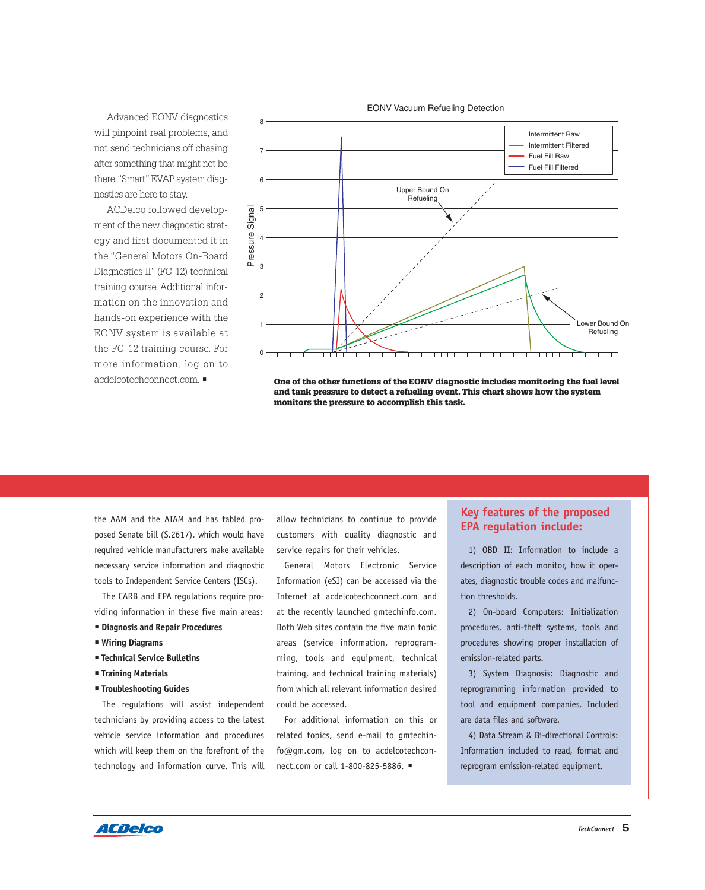Advanced EONV diagnostics will pinpoint real problems, and not send technicians off chasing after something that might not be there. "Smart" EVAP system diagnostics are here to stay.

ACDelco followed development of the new diagnostic strategy and first documented it in the "General Motors On-Board Diagnostics II" (FC-12) technical training course. Additional information on the innovation and hands-on experience with the EONV system is available at the FC-12 training course. For more information, log on to acdelcotechconnect.com. ▪

**One of the other functions of the EONV diagnostic includes monitoring the fuel level and tank pressure to detect a refueling event. This chart shows how the system monitors the pressure to accomplish this task.**

the AAM and the AIAM and has tabled proposed Senate bill (S.2617), which would have required vehicle manufacturers make available necessary service information and diagnostic tools to Independent Service Centers (ISCs).

The CARB and EPA regulations require providing information in these five main areas:

- **Diagnosis and Repair Procedures**
- **Wiring Diagrams**
- **Technical Service Bulletins**
- **Training Materials**
- **Troubleshooting Guides**

The regulations will assist independent technicians by providing access to the latest vehicle service information and procedures which will keep them on the forefront of the technology and information curve. This will allow technicians to continue to provide customers with quality diagnostic and service repairs for their vehicles.

General Motors Electronic Service Information (eSI) can be accessed via the Internet at acdelcotechconnect.com and at the recently launched gmtechinfo.com. Both Web sites contain the five main topic areas (service information, reprogramming, tools and equipment, technical training, and technical training materials) from which all relevant information desired could be accessed.

For additional information on this or related topics, send e-mail to gmtechinfo@gm.com, log on to acdelcotechconnect.com or call 1-800-825-5886. ▪

## Key features of the proposed EPA regulation include:

1) OBD II: Information to include a description of each monitor, how it operates, diagnostic trouble codes and malfunction thresholds.

2) On-board Computers: Initialization procedures, anti-theft systems, tools and procedures showing proper installation of emission-related parts.

3) System Diagnosis: Diagnostic and reprogramming information provided to tool and equipment companies. Included are data files and software.

4) Data Stream & Bi-directional Controls: Information included to read, format and reprogram emission-related equipment.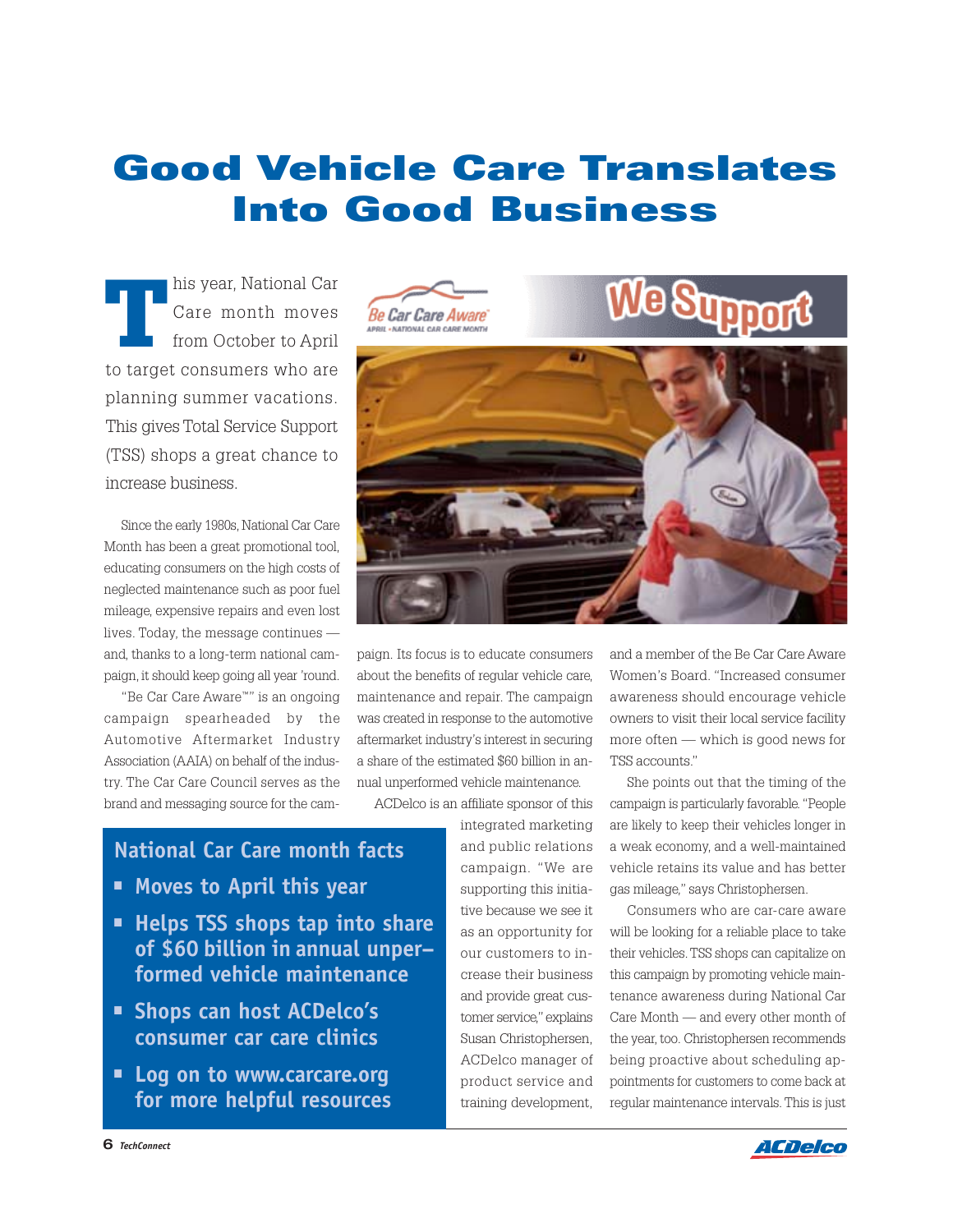# Good Vehicle Care Translates Into Good Business

This year, National Car Care month moves from October to April to target consumers who are planning summer vacations. This gives Total Service Support (TSS) shops a great chance to increase business.

Since the early 1980s, National Car Care Month has been a great promotional tool, educating consumers on the high costs of neglected maintenance such as poor fuel mileage, expensive repairs and even lost lives. Today, the message continues — and, thanks to a long-term national campaign, it should keep going all year 'round.

"Be Car Care Aware™" is an ongoing campaign spearheaded by the Automotive Aftermarket Industry Association (AAIA) on behalf of the industry. The Car Care Council serves as the brand and messaging source for the campaign. Its focus is to educate consumers about the benefits of regular vehicle care, maintenance and repair. The campaign was created in response to the automotive aftermarket industry's interest in securing a share of the estimated $60 billion in annual unperformed vehicle maintenance.

ACDelco is an affiliate sponsor of this integrated marketing and public relations campaign. "We are supporting this initiative because we see it as an opportunity for our customers to increase their business and provide great customer service," explains Susan Christophersen, ACDelco manager of product service and training development, and a member of the Be Car Care Aware Women's Board. "Increased consumer awareness should encourage vehicle owners to visit their local service facility more often — which is good news for TSS accounts."

She points out that the timing of the campaign is particularly favorable. "People are likely to keep their vehicles longer in a weak economy, and a well-maintained vehicle retains its value and has better gas mileage," says Christophersen.

Consumers who are car-care aware will be looking for a reliable place to take their vehicles. TSS shops can capitalize on this campaign by promoting vehicle maintenance awareness during National Car Care Month — and every other month of the year, too. Christophersen recommends being proactive about scheduling appointments for customers to come back at regular maintenance intervals. This is just

## National Car Care month facts

- Moves to April this year
- Helps TSS shops tap into share of $60 billion in annual unper–formed vehicle maintenance
- Shops can host ACDelco's consumer car care clinics
- Log on to www.carcare.org for more helpful resources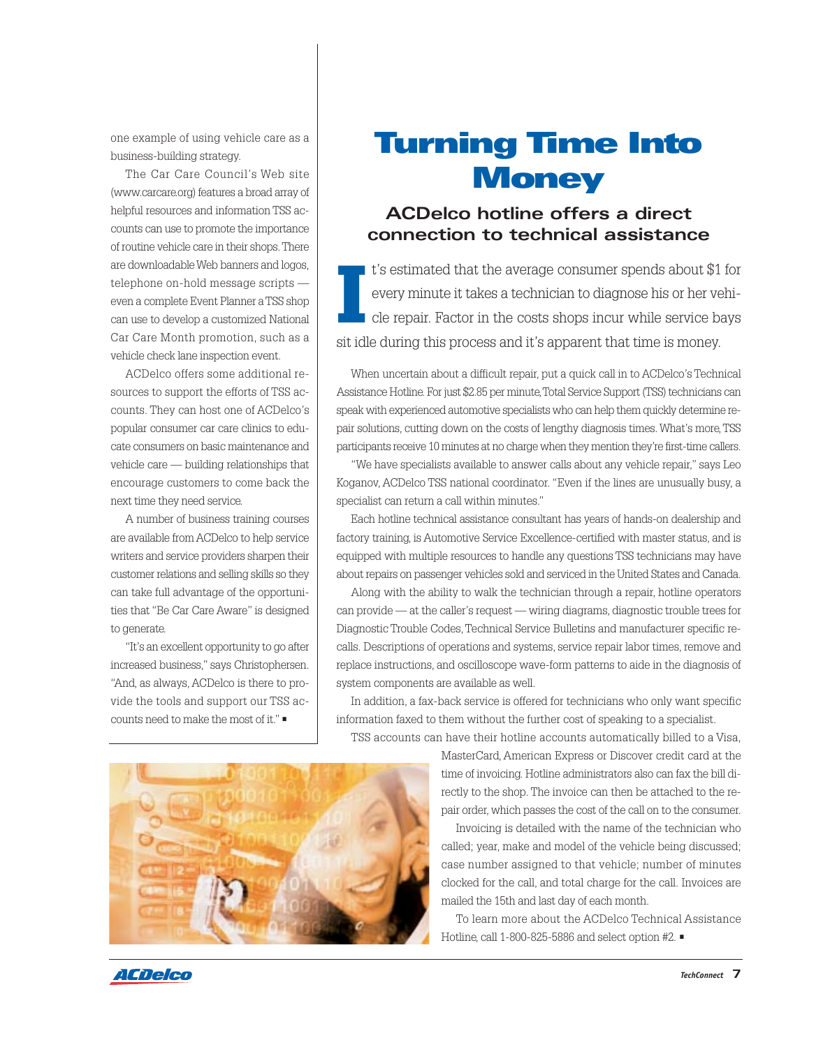one example of using vehicle care as a business-building strategy.

The Car Care Council's Web site (www.carcare.org) features a broad array of helpful resources and information TSS accounts can use to promote the importance of routine vehicle care in their shops. There are downloadable Web banners and logos, telephone on-hold message scripts — even a complete Event Planner a TSS shop can use to develop a customized National Car Care Month promotion, such as a vehicle check lane inspection event.

ACDelco offers some additional resources to support the efforts of TSS accounts. They can host one of ACDelco's popular consumer car care clinics to educate consumers on basic maintenance and vehicle care — building relationships that encourage customers to come back the next time they need service.

A number of business training courses are available from ACDelco to help service writers and service providers sharpen their customer relations and selling skills so they can take full advantage of the opportunities that "Be Car Care Aware" is designed to generate.

"It's an excellent opportunity to go after increased business," says Christophersen. "And, as always, ACDelco is there to provide the tools and support our TSS accounts need to make the most of it." ▪

# Turning Time Into Money

## ACDelco hotline offers a direct connection to technical assistance

It's estimated that the average consumer spends about $1 for every minute it takes a technician to diagnose his or her vehicle repair. Factor in the costs shops incur while service bays sit idle during this process and it's apparent that time is money.

When uncertain about a difficult repair, put a quick call in to ACDelco's Technical Assistance Hotline. For just $2.85 per minute, Total Service Support (TSS) technicians can speak with experienced automotive specialists who can help them quickly determine repair solutions, cutting down on the costs of lengthy diagnosis times. What's more, TSS participants receive 10 minutes at no charge when they mention they're first-time callers.

"We have specialists available to answer calls about any vehicle repair," says Leo Koganov, ACDelco TSS national coordinator. "Even if the lines are unusually busy, a specialist can return a call within minutes."

Each hotline technical assistance consultant has years of hands-on dealership and factory training, is Automotive Service Excellence-certified with master status, and is equipped with multiple resources to handle any questions TSS technicians may have about repairs on passenger vehicles sold and serviced in the United States and Canada.

Along with the ability to walk the technician through a repair, hotline operators can provide — at the caller's request — wiring diagrams, diagnostic trouble trees for Diagnostic Trouble Codes, Technical Service Bulletins and manufacturer specific recalls. Descriptions of operations and systems, service repair labor times, remove and replace instructions, and oscilloscope wave-form patterns to aide in the diagnosis of system components are available as well.

In addition, a fax-back service is offered for technicians who only want specific information faxed to them without the further cost of speaking to a specialist.

TSS accounts can have their hotline accounts automatically billed to a Visa, MasterCard, American Express or Discover credit card at the time of invoicing. Hotline administrators also can fax the bill directly to the shop. The invoice can then be attached to the repair order, which passes the cost of the call on to the consumer.

Invoicing is detailed with the name of the technician who called; year, make and model of the vehicle being discussed; case number assigned to that vehicle; number of minutes clocked for the call, and total charge for the call. Invoices are mailed the 15th and last day of each month.

To learn more about the ACDelco Technical Assistance Hotline, call 1-800-825-5886 and select option #2. ▪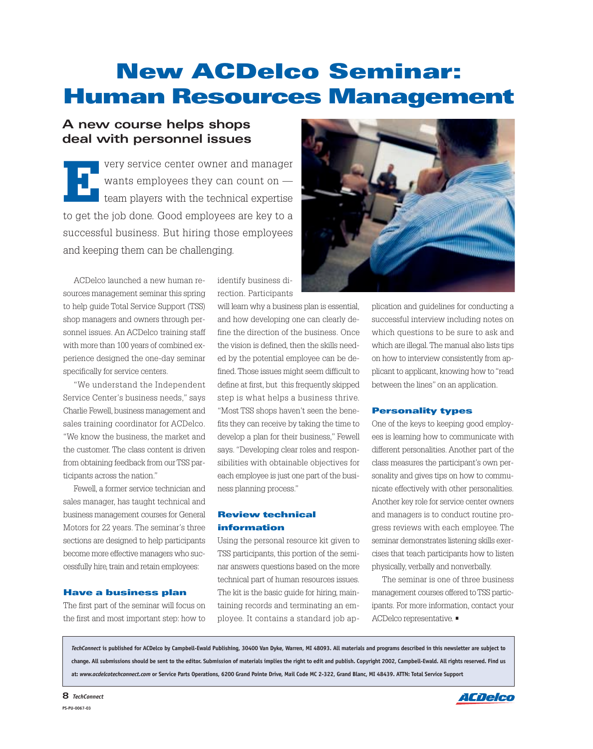# New ACDelco Seminar: Human Resources Management

## A new course helps shops deal with personnel issues

Every service center owner and manager wants employees they can count on — team players with the technical expertise to get the job done. Good employees are key to a successful business. But hiring those employees and keeping them can be challenging.

ACDelco launched a new human resources management seminar this spring to help guide Total Service Support (TSS) shop managers and owners through personnel issues. An ACDelco training staff with more than 100 years of combined experience designed the one-day seminar specifically for service centers.

"We understand the Independent Service Center's business needs," says Charlie Fewell, business management and sales training coordinator for ACDelco. "We know the business, the market and the customer. The class content is driven from obtaining feedback from our TSS participants across the nation."

Fewell, a former service technician and sales manager, has taught technical and business management courses for General Motors for 22 years. The seminar's three sections are designed to help participants become more effective managers who successfully hire, train and retain employees:

### Have a business plan

The first part of the seminar will focus on the first and most important step: how to identify business direction. Participants will learn why a business plan is essential, and how developing one can clearly define the direction of the business. Once the vision is defined, then the skills needed by the potential employee can be defined. Those issues might seem difficult to define at first, but this frequently skipped step is what helps a business thrive. "Most TSS shops haven't seen the benefits they can receive by taking the time to develop a plan for their business," Fewell says. "Developing clear roles and responsibilities with obtainable objectives for each employee is just one part of the business planning process."

### Review technical information

Using the personal resource kit given to TSS participants, this portion of the seminar answers questions based on the more technical part of human resources issues. The kit is the basic guide for hiring, maintaining records and terminating an employee. It contains a standard job application and guidelines for conducting a successful interview including notes on which questions to be sure to ask and which are illegal. The manual also lists tips on how to interview consistently from applicant to applicant, knowing how to "read between the lines" on an application.

### Personality types

One of the keys to keeping good employees is learning how to communicate with different personalities. Another part of the class measures the participant's own personality and gives tips on how to communicate effectively with other personalities. Another key role for service center owners and managers is to conduct routine progress reviews with each employee. The seminar demonstrates listening skills exercises that teach participants how to listen physically, verbally and nonverbally.

The seminar is one of three business management courses offered to TSS participants. For more information, contact your ACDelco representative. ■

***TechConnect*** **is published for ACDelco by Campbell-Ewald Publishing, 30400 Van Dyke, Warren, MI 48093. All materials and programs described in this newsletter are subject to change. All submissions should be sent to the editor. Submission of materials implies the right to edit and publish. Copyright 2002, Campbell-Ewald. All rights reserved. Find us at: *www.acdelcotechconnect.com* or Service Parts Operations, 6200 Grand Pointe Drive, Mail Code MC 2-322, Grand Blanc, MI 48439. ATTN: Total Service Support**

PS-PU-0067-03